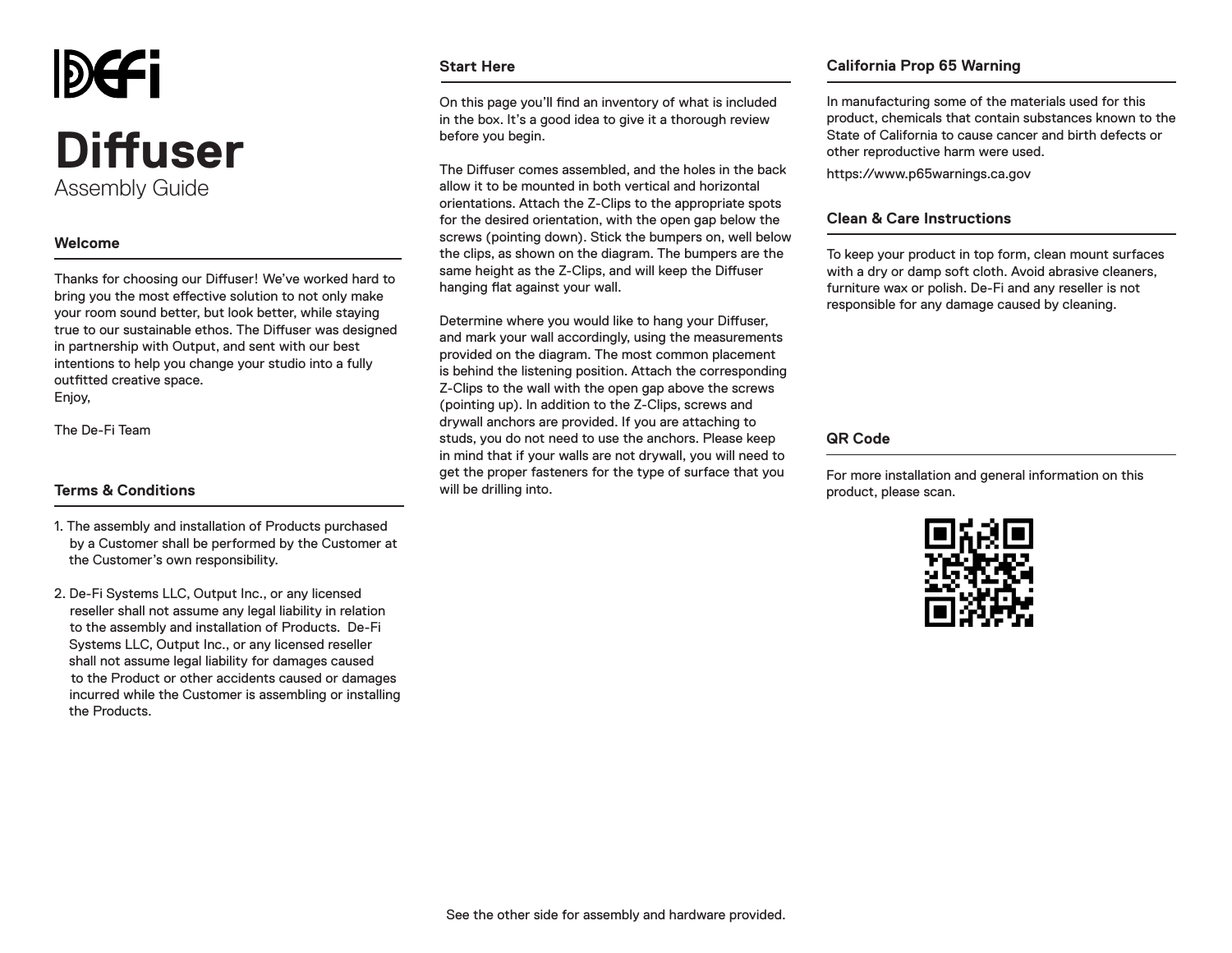# Diffuser

Assembly Guide

## Welcome

Thanks for choosing our Diffuser! We've worked hard to bring you the most effective solution to not only make your room sound better, but look better, while staying true to our sustainable ethos. The Diffuser was designed in partnership with Output, and sent with our best intentions to help you change your studio into a fully outfitted creative space.
Enjoy,

The De-Fi Team

## Terms & Conditions

1. The assembly and installation of Products purchased by a Customer shall be performed by the Customer at the Customer's own responsibility.

2. De-Fi Systems LLC, Output Inc., or any licensed reseller shall not assume any legal liability in relation to the assembly and installation of Products. De-Fi Systems LLC, Output Inc., or any licensed reseller shall not assume legal liability for damages caused to the Product or other accidents caused or damages incurred while the Customer is assembling or installing the Products.

## Start Here

On this page you'll find an inventory of what is included in the box. It's a good idea to give it a thorough review before you begin.

The Diffuser comes assembled, and the holes in the back allow it to be mounted in both vertical and horizontal orientations. Attach the Z-Clips to the appropriate spots for the desired orientation, with the open gap below the screws (pointing down). Stick the bumpers on, well below the clips, as shown on the diagram. The bumpers are the same height as the Z-Clips, and will keep the Diffuser hanging flat against your wall.

Determine where you would like to hang your Diffuser, and mark your wall accordingly, using the measurements provided on the diagram. The most common placement is behind the listening position. Attach the corresponding Z-Clips to the wall with the open gap above the screws (pointing up). In addition to the Z-Clips, screws and drywall anchors are provided. If you are attaching to studs, you do not need to use the anchors. Please keep in mind that if your walls are not drywall, you will need to get the proper fasteners for the type of surface that you will be drilling into.

## California Prop 65 Warning

In manufacturing some of the materials used for this product, chemicals that contain substances known to the State of California to cause cancer and birth defects or other reproductive harm were used.

https://www.p65warnings.ca.gov

## Clean & Care Instructions

To keep your product in top form, clean mount surfaces with a dry or damp soft cloth. Avoid abrasive cleaners, furniture wax or polish. De-Fi and any reseller is not responsible for any damage caused by cleaning.

## QR Code

For more installation and general information on this product, please scan.

See the other side for assembly and hardware provided.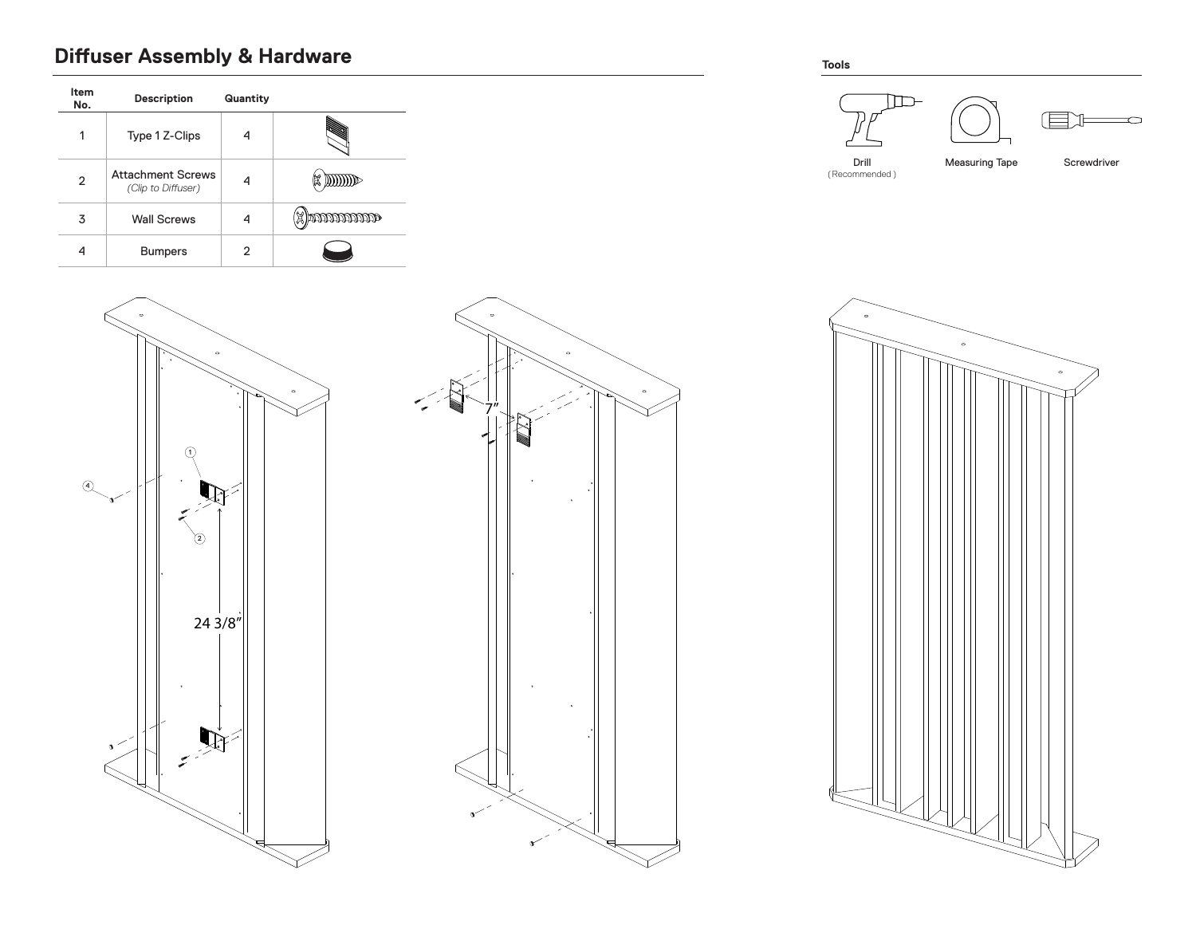## Diffuser Assembly & Hardware

| Item No. | Description | Quantity | |
|---|---|---|---|
| 1 | Type 1 Z-Clips | 4 | |
| 2 | Attachment Screws *(Clip to Diffuser)* | 4 | |
| 3 | Wall Screws | 4 | |
| 4 | Bumpers | 2 | |

**Tools**

Drill
(Recommended)

Measuring Tape

Screwdriver

1

4

2

24 3/8″

7″